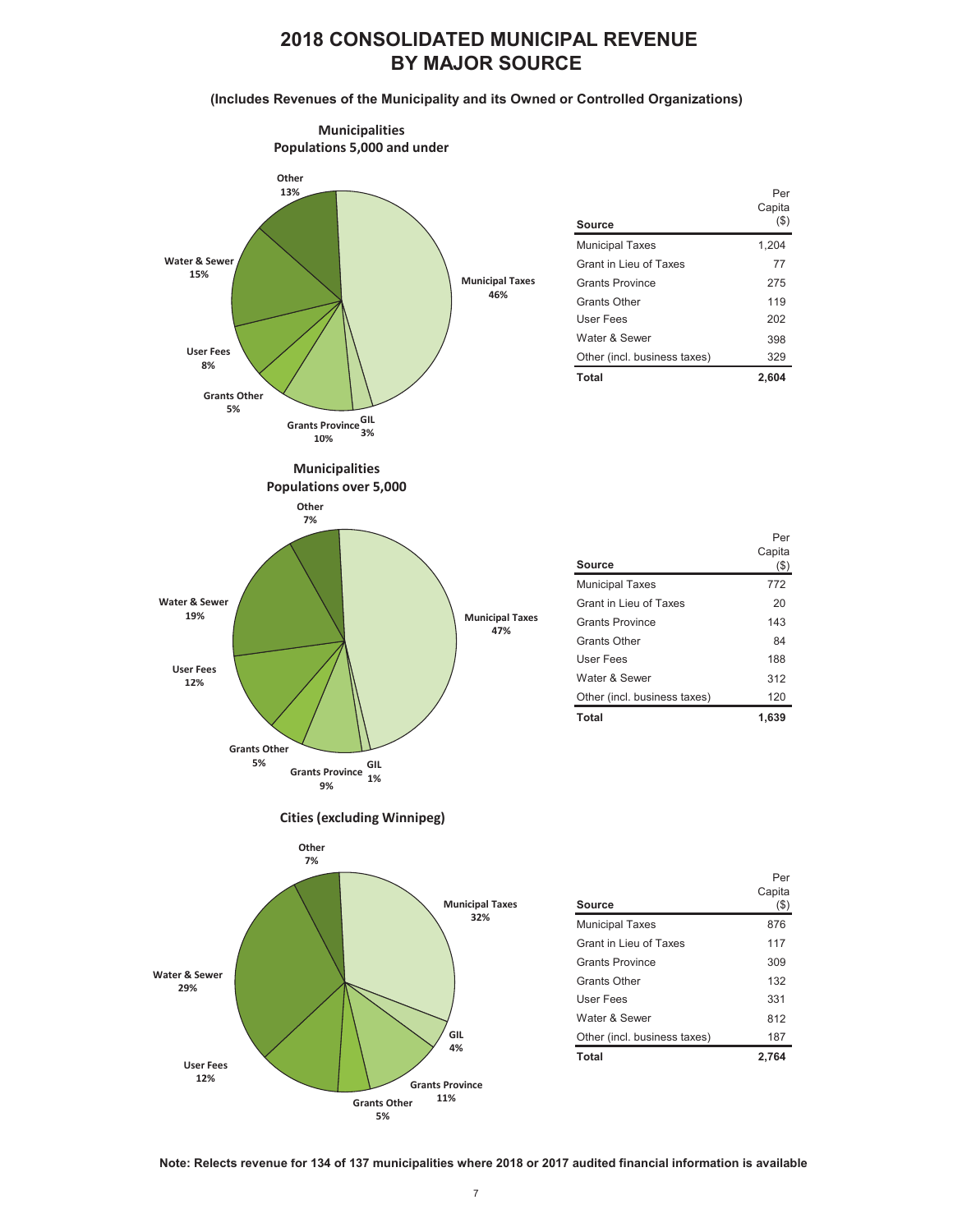# 2018 CONSOLIDATED MUNICIPAL REVENUE BY MAJOR SOURCE

**(Includes Revenues of the Municipality and its Owned or Controlled Organizations)**

## Municipalities Populations 5,000 and under

Other 13%; Water & Sewer 15%; User Fees 8%; Grants Other 5%; Grants Province 10%; GIL 3%; Municipal Taxes 46%

| Source | Per Capita ($) |
|---|---|
| Municipal Taxes | 1,204 |
| Grant in Lieu of Taxes | 77 |
| Grants Province | 275 |
| Grants Other | 119 |
| User Fees | 202 |
| Water & Sewer | 398 |
| Other (incl. business taxes) | 329 |
| **Total** | **2,604** |

## Municipalities Populations over 5,000

Other 7%; Water & Sewer 19%; User Fees 12%; Grants Other 5%; Grants Province 9%; GIL 1%; Municipal Taxes 47%

| Source | Per Capita ($) |
|---|---|
| Municipal Taxes | 772 |
| Grant in Lieu of Taxes | 20 |
| Grants Province | 143 |
| Grants Other | 84 |
| User Fees | 188 |
| Water & Sewer | 312 |
| Other (incl. business taxes) | 120 |
| **Total** | **1,639** |

## Cities (excluding Winnipeg)

Other 7%; Municipal Taxes 32%; Water & Sewer 29%; GIL 4%; User Fees 12%; Grants Province 11%; Grants Other 5%

| Source | Per Capita ($) |
|---|---|
| Municipal Taxes | 876 |
| Grant in Lieu of Taxes | 117 |
| Grants Province | 309 |
| Grants Other | 132 |
| User Fees | 331 |
| Water & Sewer | 812 |
| Other (incl. business taxes) | 187 |
| **Total** | **2,764** |

**Note: Relects revenue for 134 of 137 municipalities where 2018 or 2017 audited financial information is available**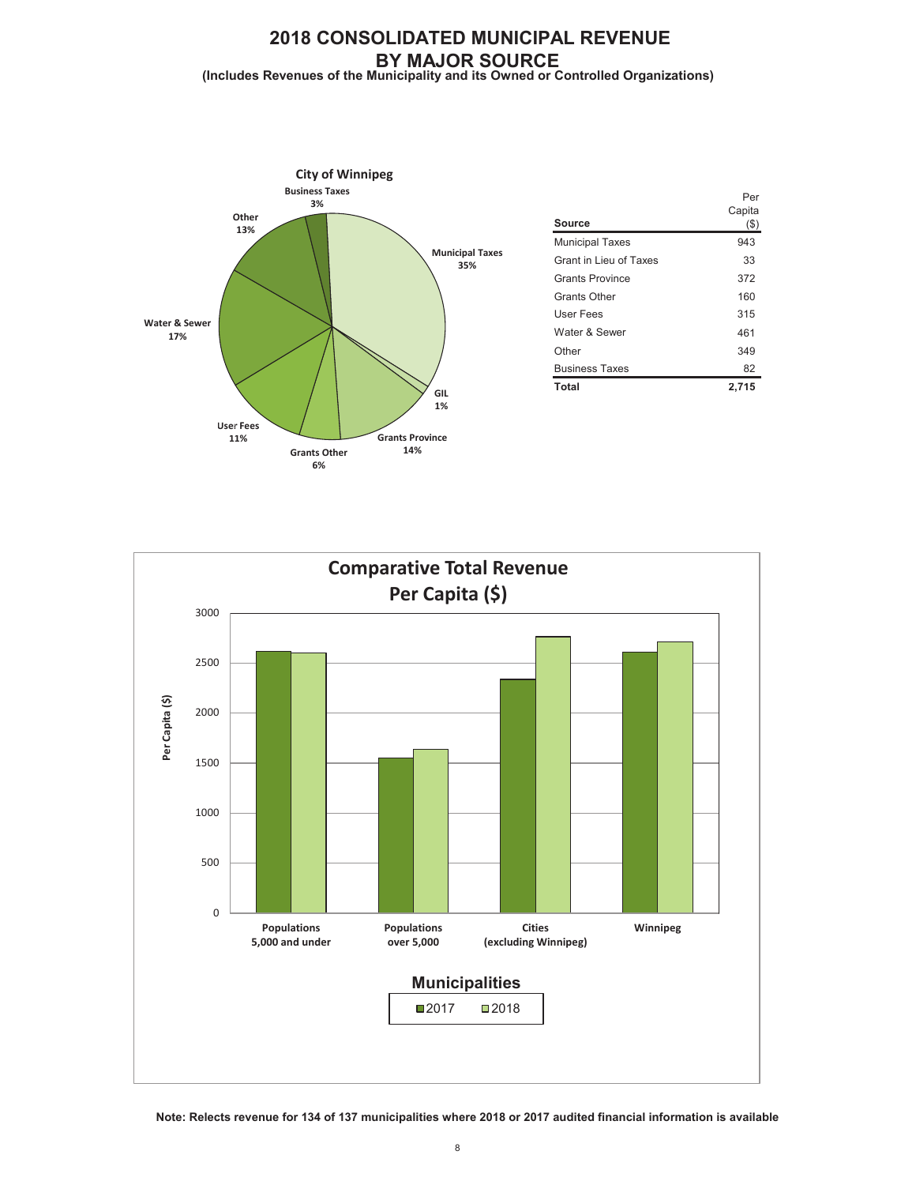# 2018 CONSOLIDATED MUNICIPAL REVENUE BY MAJOR SOURCE

**(Includes Revenues of the Municipality and its Owned or Controlled Organizations)**

City of Winnipeg

Business Taxes 3%
Other 13%
Municipal Taxes 35%
Water & Sewer 17%
GIL 1%
User Fees 11%
Grants Province 14%
Grants Other 6%

| Source | Per Capita ($) |
|---|---|
| Municipal Taxes | 943 |
| Grant in Lieu of Taxes | 33 |
| Grants Province | 372 |
| Grants Other | 160 |
| User Fees | 315 |
| Water & Sewer | 461 |
| Other | 349 |
| Business Taxes | 82 |
| **Total** | **2,715** |

Comparative Total Revenue Per Capita ($)

Per Capita ($)

3000
2500
2000
1500
1000
500
0

Populations 5,000 and under
Populations over 5,000
Cities (excluding Winnipeg)
Winnipeg

Municipalities

2017 2018

**Note: Relects revenue for 134 of 137 municipalities where 2018 or 2017 audited financial information is available**